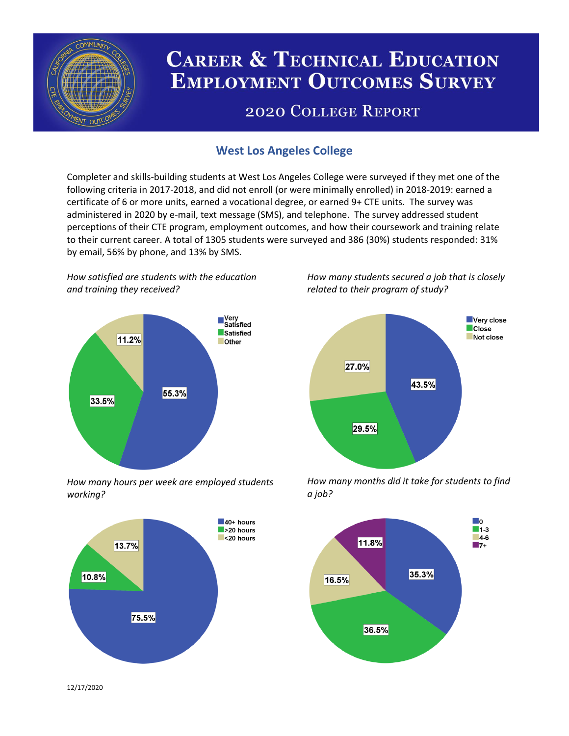# Career & Technical Education Employment Outcomes Survey

## 2020 College Report

### West Los Angeles College

Completer and skills-building students at West Los Angeles College were surveyed if they met one of the following criteria in 2017-2018, and did not enroll (or were minimally enrolled) in 2018-2019: earned a certificate of 6 or more units, earned a vocational degree, or earned 9+ CTE units. The survey was administered in 2020 by e-mail, text message (SMS), and telephone. The survey addressed student perceptions of their CTE program, employment outcomes, and how their coursework and training relate to their current career. A total of 1305 students were surveyed and 386 (30%) students responded: 31% by email, 56% by phone, and 13% by SMS.

*How satisfied are students with the education and training they received?*

| Response | Percent |
| --- | --- |
| Very Satisfied | 55.3% |
| Satisfied | 33.5% |
| Other | 11.2% |

*How many students secured a job that is closely related to their program of study?*

| Response | Percent |
| --- | --- |
| Very close | 43.5% |
| Close | 29.5% |
| Not close | 27.0% |

*How many hours per week are employed students working?*

| Response | Percent |
| --- | --- |
| 40+ hours | 75.5% |
| >20 hours | 10.8% |
| <20 hours | 13.7% |

*How many months did it take for students to find a job?*

| Response | Percent |
| --- | --- |
| 0 | 35.3% |
| 1-3 | 36.5% |
| 4-6 | 16.5% |
| 7+ | 11.8% |

12/17/2020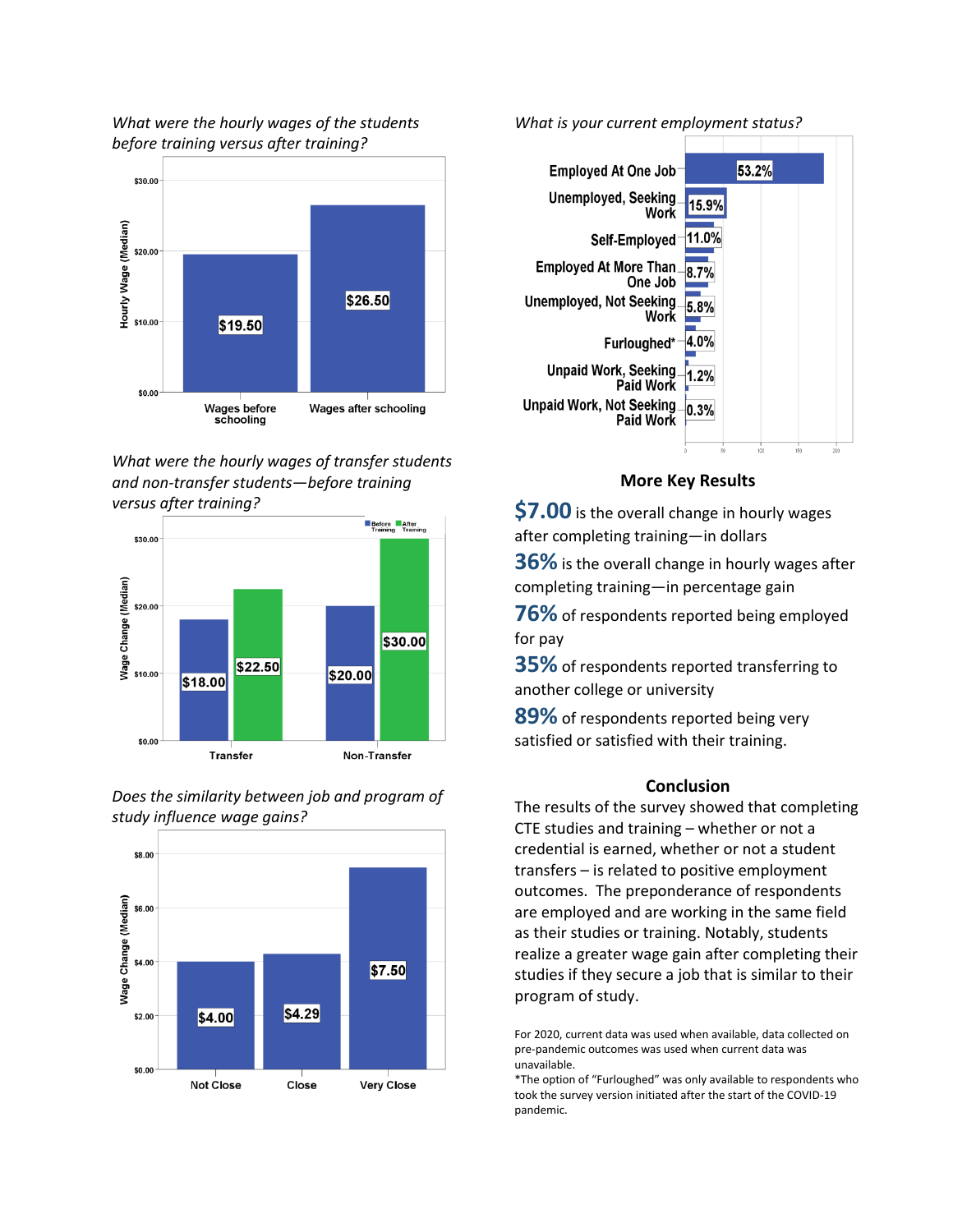*What were the hourly wages of the students before training versus after training?*

$30.00
$20.00
$10.00
$0.00
Hourly Wage (Median)
$19.50
$26.50
Wages before schooling
Wages after schooling

*What were the hourly wages of transfer students and non-transfer students—before training versus after training?*

Before Training
After Training
$30.00
$20.00
$10.00
$0.00
Wage Change (Median)
$18.00
$22.50
$20.00
$30.00
Transfer
Non-Transfer

*Does the similarity between job and program of study influence wage gains?*

$8.00
$6.00
$4.00
$2.00
$0.00
Wage Change (Median)
$4.00
$4.29
$7.50
Not Close
Close
Very Close

*What is your current employment status?*

Employed At One Job
53.2%
Unemployed, Seeking Work
15.9%
Self-Employed
11.0%
Employed At More Than One Job
8.7%
Unemployed, Not Seeking Work
5.8%
Furloughed*
4.0%
Unpaid Work, Seeking Paid Work
1.2%
Unpaid Work, Not Seeking Paid Work
0.3%
0
50
100
150
200

### More Key Results

**$7.00** is the overall change in hourly wages after completing training—in dollars

**36%** is the overall change in hourly wages after completing training—in percentage gain

**76%** of respondents reported being employed for pay

**35%** of respondents reported transferring to another college or university

**89%** of respondents reported being very satisfied or satisfied with their training.

### Conclusion

The results of the survey showed that completing CTE studies and training – whether or not a credential is earned, whether or not a student transfers – is related to positive employment outcomes. The preponderance of respondents are employed and are working in the same field as their studies or training. Notably, students realize a greater wage gain after completing their studies if they secure a job that is similar to their program of study.

For 2020, current data was used when available, data collected on pre-pandemic outcomes was used when current data was unavailable.

*The option of "Furloughed" was only available to respondents who took the survey version initiated after the start of the COVID-19 pandemic.